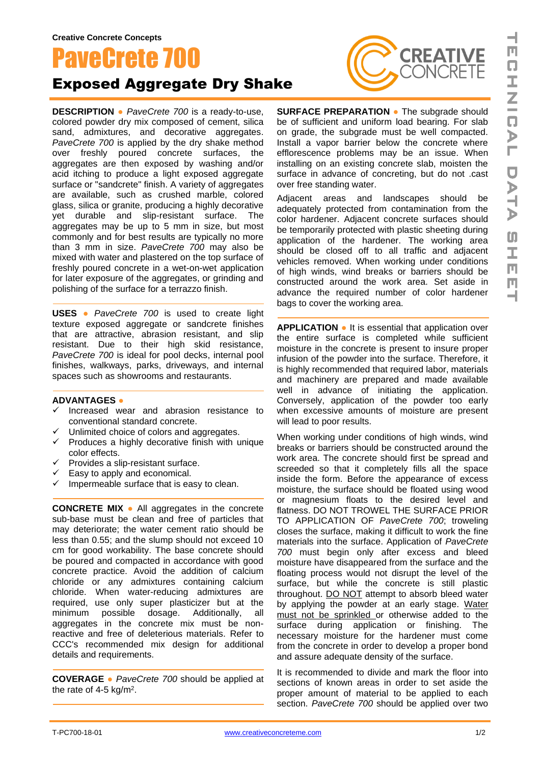Creative Concrete Concepts

# PaveCrete 700

## Exposed Aggregate Dry Shake

**DESCRIPTION** ● *PaveCrete 700* is a ready-to-use, colored powder dry mix composed of cement, silica sand, admixtures, and decorative aggregates. *PaveCrete 700* is applied by the dry shake method over freshly poured concrete surfaces, the aggregates are then exposed by washing and/or acid itching to produce a light exposed aggregate surface or "sandcrete" finish. A variety of aggregates are available, such as crushed marble, colored glass, silica or granite, producing a highly decorative yet durable and slip-resistant surface. The aggregates may be up to 5 mm in size, but most commonly and for best results are typically no more than 3 mm in size. *PaveCrete 700* may also be mixed with water and plastered on the top surface of freshly poured concrete in a wet-on-wet application for later exposure of the aggregates, or grinding and polishing of the surface for a terrazzo finish.

**USES** ● *PaveCrete 700* is used to create light texture exposed aggregate or sandcrete finishes that are attractive, abrasion resistant, and slip resistant. Due to their high skid resistance, *PaveCrete 700* is ideal for pool decks, internal pool finishes, walkways, parks, driveways, and internal spaces such as showrooms and restaurants.

**ADVANTAGES** ●

- ✓ Increased wear and abrasion resistance to conventional standard concrete.
- ✓ Unlimited choice of colors and aggregates.
- ✓ Produces a highly decorative finish with unique color effects.
- ✓ Provides a slip-resistant surface.
- ✓ Easy to apply and economical.
- ✓ Impermeable surface that is easy to clean.

**CONCRETE MIX** ● All aggregates in the concrete sub-base must be clean and free of particles that may deteriorate; the water cement ratio should be less than 0.55; and the slump should not exceed 10 cm for good workability. The base concrete should be poured and compacted in accordance with good concrete practice. Avoid the addition of calcium chloride or any admixtures containing calcium chloride. When water-reducing admixtures are required, use only super plasticizer but at the minimum possible dosage. Additionally, all aggregates in the concrete mix must be non-reactive and free of deleterious materials. Refer to CCC's recommended mix design for additional details and requirements.

**COVERAGE** ● *PaveCrete 700* should be applied at the rate of 4-5 kg/m$^2$.

**SURFACE PREPARATION** ● The subgrade should be of sufficient and uniform load bearing. For slab on grade, the subgrade must be well compacted. Install a vapor barrier below the concrete where efflorescence problems may be an issue. When installing on an existing concrete slab, moisten the surface in advance of concreting, but do not .cast over free standing water.

Adjacent areas and landscapes should be adequately protected from contamination from the color hardener. Adjacent concrete surfaces should be temporarily protected with plastic sheeting during application of the hardener. The working area should be closed off to all traffic and adjacent vehicles removed. When working under conditions of high winds, wind breaks or barriers should be constructed around the work area. Set aside in advance the required number of color hardener bags to cover the working area.

**APPLICATION** ● It is essential that application over the entire surface is completed while sufficient moisture in the concrete is present to insure proper infusion of the powder into the surface. Therefore, it is highly recommended that required labor, materials and machinery are prepared and made available well in advance of initiating the application. Conversely, application of the powder too early when excessive amounts of moisture are present will lead to poor results.

When working under conditions of high winds, wind breaks or barriers should be constructed around the work area. The concrete should first be spread and screeded so that it completely fills all the space inside the form. Before the appearance of excess moisture, the surface should be floated using wood or magnesium floats to the desired level and flatness. DO NOT TROWEL THE SURFACE PRIOR TO APPLICATION OF *PaveCrete 700*; troweling closes the surface, making it difficult to work the fine materials into the surface. Application of *PaveCrete 700* must begin only after excess and bleed moisture have disappeared from the surface and the floating process would not disrupt the level of the surface, but while the concrete is still plastic throughout. DO NOT attempt to absorb bleed water by applying the powder at an early stage. Water must not be sprinkled or otherwise added to the surface during application or finishing. The necessary moisture for the hardener must come from the concrete in order to develop a proper bond and assure adequate density of the surface.

It is recommended to divide and mark the floor into sections of known areas in order to set aside the proper amount of material to be applied to each section. *PaveCrete 700* should be applied over two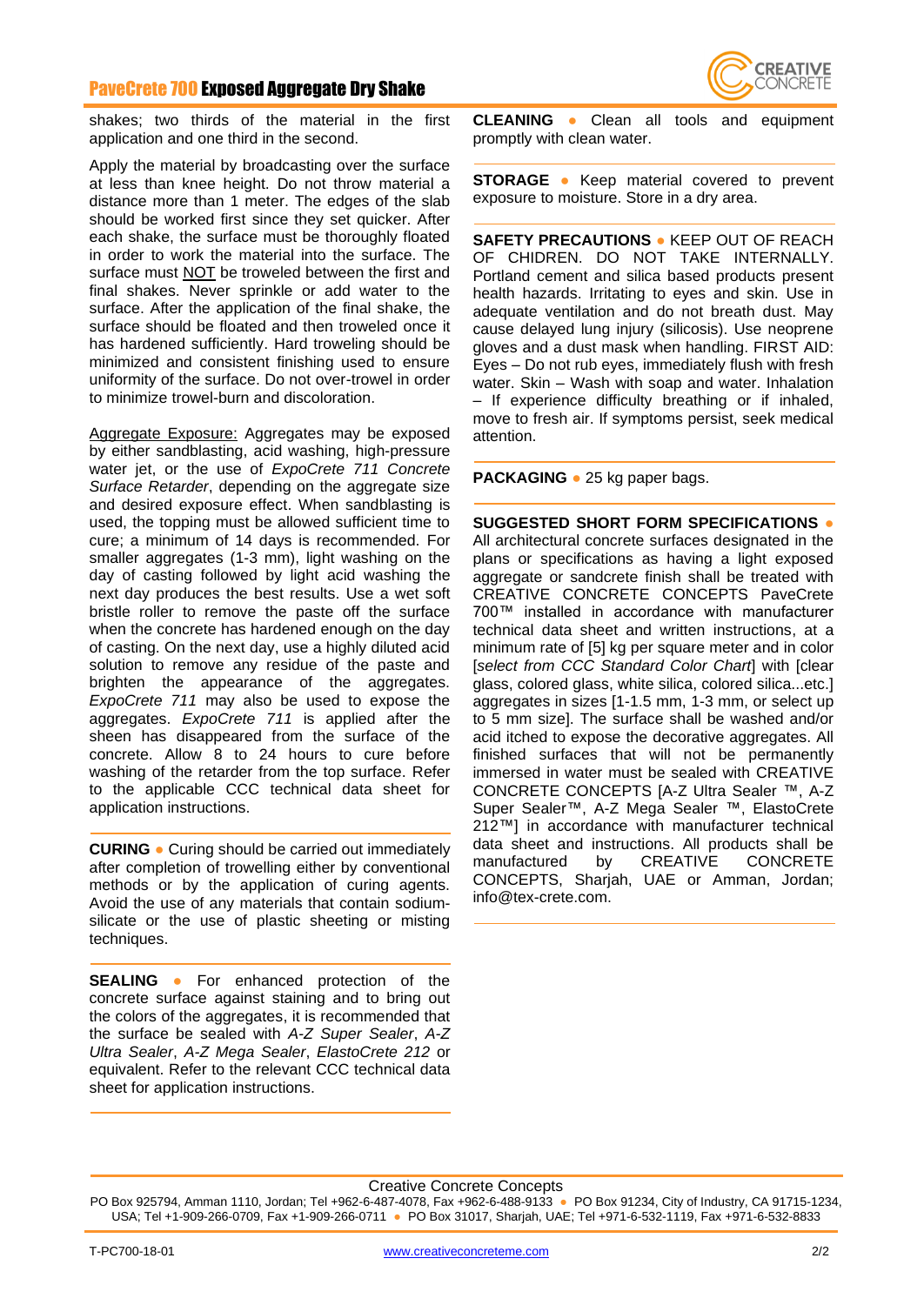shakes; two thirds of the material in the first application and one third in the second.

Apply the material by broadcasting over the surface at less than knee height. Do not throw material a distance more than 1 meter. The edges of the slab should be worked first since they set quicker. After each shake, the surface must be thoroughly floated in order to work the material into the surface. The surface must NOT be troweled between the first and final shakes. Never sprinkle or add water to the surface. After the application of the final shake, the surface should be floated and then troweled once it has hardened sufficiently. Hard troweling should be minimized and consistent finishing used to ensure uniformity of the surface. Do not over-trowel in order to minimize trowel-burn and discoloration.

Aggregate Exposure: Aggregates may be exposed by either sandblasting, acid washing, high-pressure water jet, or the use of *ExpoCrete 711 Concrete Surface Retarder*, depending on the aggregate size and desired exposure effect. When sandblasting is used, the topping must be allowed sufficient time to cure; a minimum of 14 days is recommended. For smaller aggregates (1-3 mm), light washing on the day of casting followed by light acid washing the next day produces the best results. Use a wet soft bristle roller to remove the paste off the surface when the concrete has hardened enough on the day of casting. On the next day, use a highly diluted acid solution to remove any residue of the paste and brighten the appearance of the aggregates. *ExpoCrete 711* may also be used to expose the aggregates. *ExpoCrete 711* is applied after the sheen has disappeared from the surface of the concrete. Allow 8 to 24 hours to cure before washing of the retarder from the top surface. Refer to the applicable CCC technical data sheet for application instructions.

**CURING** ● Curing should be carried out immediately after completion of trowelling either by conventional methods or by the application of curing agents. Avoid the use of any materials that contain sodium-silicate or the use of plastic sheeting or misting techniques.

**SEALING** ● For enhanced protection of the concrete surface against staining and to bring out the colors of the aggregates, it is recommended that the surface be sealed with *A-Z Super Sealer*, *A-Z Ultra Sealer*, *A-Z Mega Sealer*, *ElastoCrete 212* or equivalent. Refer to the relevant CCC technical data sheet for application instructions.

**CLEANING** ● Clean all tools and equipment promptly with clean water.

**STORAGE** ● Keep material covered to prevent exposure to moisture. Store in a dry area.

**SAFETY PRECAUTIONS** ● KEEP OUT OF REACH OF CHIDREN. DO NOT TAKE INTERNALLY. Portland cement and silica based products present health hazards. Irritating to eyes and skin. Use in adequate ventilation and do not breath dust. May cause delayed lung injury (silicosis). Use neoprene gloves and a dust mask when handling. FIRST AID: Eyes – Do not rub eyes, immediately flush with fresh water. Skin – Wash with soap and water. Inhalation – If experience difficulty breathing or if inhaled, move to fresh air. If symptoms persist, seek medical attention.

**PACKAGING** ● 25 kg paper bags.

**SUGGESTED SHORT FORM SPECIFICATIONS** ● All architectural concrete surfaces designated in the plans or specifications as having a light exposed aggregate or sandcrete finish shall be treated with CREATIVE CONCRETE CONCEPTS PaveCrete 700™ installed in accordance with manufacturer technical data sheet and written instructions, at a minimum rate of [5] kg per square meter and in color [*select from CCC Standard Color Chart*] with [clear glass, colored glass, white silica, colored silica...etc.] aggregates in sizes [1-1.5 mm, 1-3 mm, or select up to 5 mm size]. The surface shall be washed and/or acid itched to expose the decorative aggregates. All finished surfaces that will not be permanently immersed in water must be sealed with CREATIVE CONCRETE CONCEPTS [A-Z Ultra Sealer ™, A-Z Super Sealer™, A-Z Mega Sealer ™, ElastoCrete 212™] in accordance with manufacturer technical data sheet and instructions. All products shall be manufactured by CREATIVE CONCRETE CONCEPTS, Sharjah, UAE or Amman, Jordan; info@tex-crete.com.

Creative Concrete Concepts
PO Box 925794, Amman 1110, Jordan; Tel +962-6-487-4078, Fax +962-6-488-9133 ● PO Box 91234, City of Industry, CA 91715-1234, USA; Tel +1-909-266-0709, Fax +1-909-266-0711 ● PO Box 31017, Sharjah, UAE; Tel +971-6-532-1119, Fax +971-6-532-8833

T-PC700-18-01 www.creativeconcreteme.com